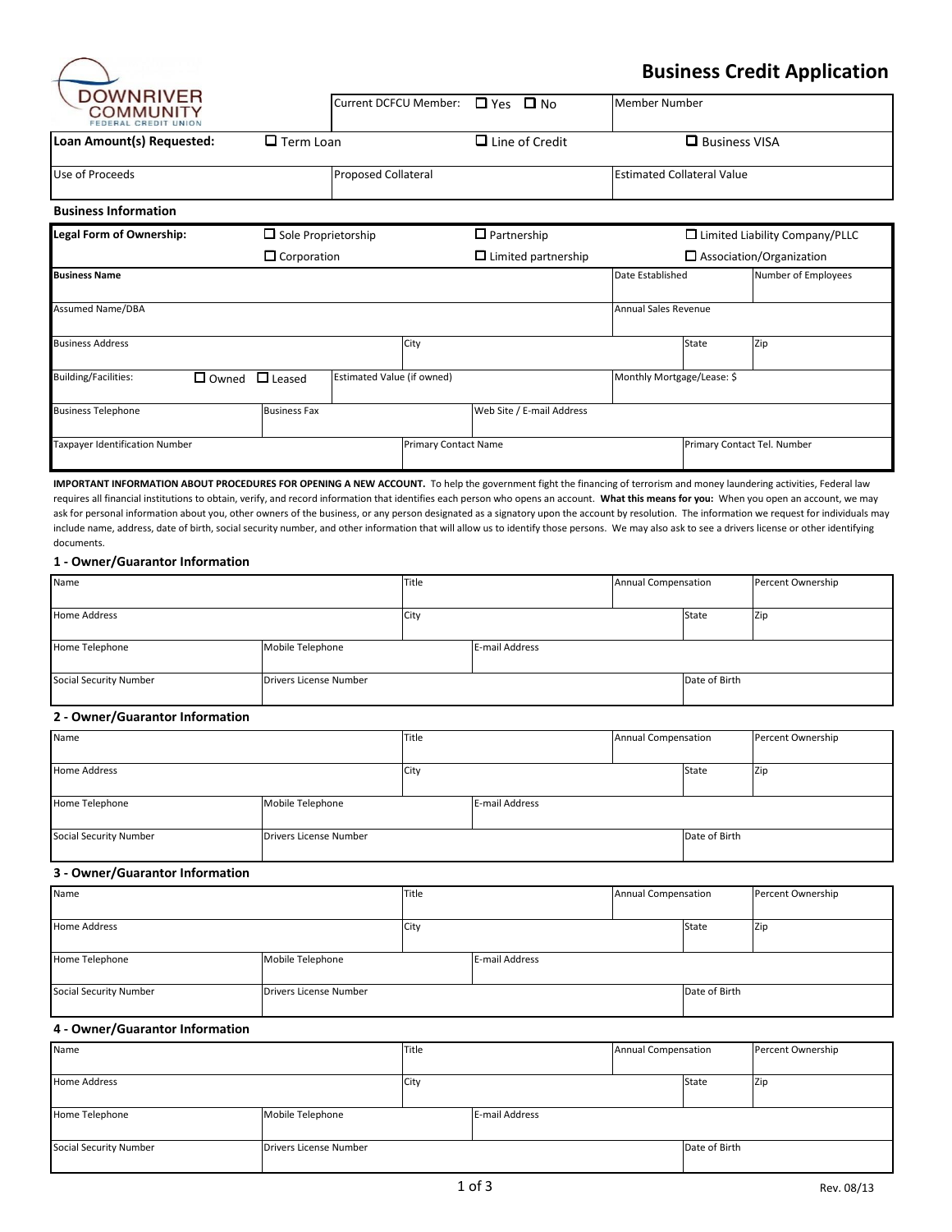DOWNRIVER COMMUNITY FEDERAL CREDIT UNION

# Business Credit Application

| Current DCFCU Member: ☐ Yes ☐ No | Member Number |
|---|---|

| Loan Amount(s) Requested: | ☐ Term Loan | ☐ Line of Credit | ☐ Business VISA |
|---|---|---|---|

| Use of Proceeds | Proposed Collateral | Estimated Collateral Value |
|---|---|---|
| | | |

## Business Information

| Legal Form of Ownership: | ☐ Sole Proprietorship | ☐ Partnership | ☐ Limited Liability Company/PLLC |
|---|---|---|---|
| | ☐ Corporation | ☐ Limited partnership | ☐ Association/Organization |

| Business Name | Date Established | Number of Employees |
|---|---|---|
| | | |

| Assumed Name/DBA | Annual Sales Revenue |
|---|---|
| | |

| Business Address | City | State | Zip |
|---|---|---|---|
| | | | |

| Building/Facilities: ☐ Owned ☐ Leased | Estimated Value (if owned) | Monthly Mortgage/Lease: $ |
|---|---|---|
| | | |

| Business Telephone | Business Fax | Web Site / E-mail Address |
|---|---|---|
| | | |

| Taxpayer Identification Number | Primary Contact Name | Primary Contact Tel. Number |
|---|---|---|
| | | |

**IMPORTANT INFORMATION ABOUT PROCEDURES FOR OPENING A NEW ACCOUNT.** To help the government fight the financing of terrorism and money laundering activities, Federal law requires all financial institutions to obtain, verify, and record information that identifies each person who opens an account. **What this means for you:** When you open an account, we may ask for personal information about you, other owners of the business, or any person designated as a signatory upon the account by resolution. The information we request for individuals may include name, address, date of birth, social security number, and other information that will allow us to identify those persons. We may also ask to see a drivers license or other identifying documents.

### 1 - Owner/Guarantor Information

| Name | Title | Annual Compensation | Percent Ownership |
|---|---|---|---|
| | | | |

| Home Address | City | State | Zip |
|---|---|---|---|
| | | | |

| Home Telephone | Mobile Telephone | E-mail Address |
|---|---|---|
| | | |

| Social Security Number | Drivers License Number | Date of Birth |
|---|---|---|
| | | |

### 2 - Owner/Guarantor Information

| Name | Title | Annual Compensation | Percent Ownership |
|---|---|---|---|
| | | | |

| Home Address | City | State | Zip |
|---|---|---|---|
| | | | |

| Home Telephone | Mobile Telephone | E-mail Address |
|---|---|---|
| | | |

| Social Security Number | Drivers License Number | Date of Birth |
|---|---|---|
| | | |

### 3 - Owner/Guarantor Information

| Name | Title | Annual Compensation | Percent Ownership |
|---|---|---|---|
| | | | |

| Home Address | City | State | Zip |
|---|---|---|---|
| | | | |

| Home Telephone | Mobile Telephone | E-mail Address |
|---|---|---|
| | | |

| Social Security Number | Drivers License Number | Date of Birth |
|---|---|---|
| | | |

### 4 - Owner/Guarantor Information

| Name | Title | Annual Compensation | Percent Ownership |
|---|---|---|---|
| | | | |

| Home Address | City | State | Zip |
|---|---|---|---|
| | | | |

| Home Telephone | Mobile Telephone | E-mail Address |
|---|---|---|
| | | |

| Social Security Number | Drivers License Number | Date of Birth |
|---|---|---|
| | | |

Rev. 08/13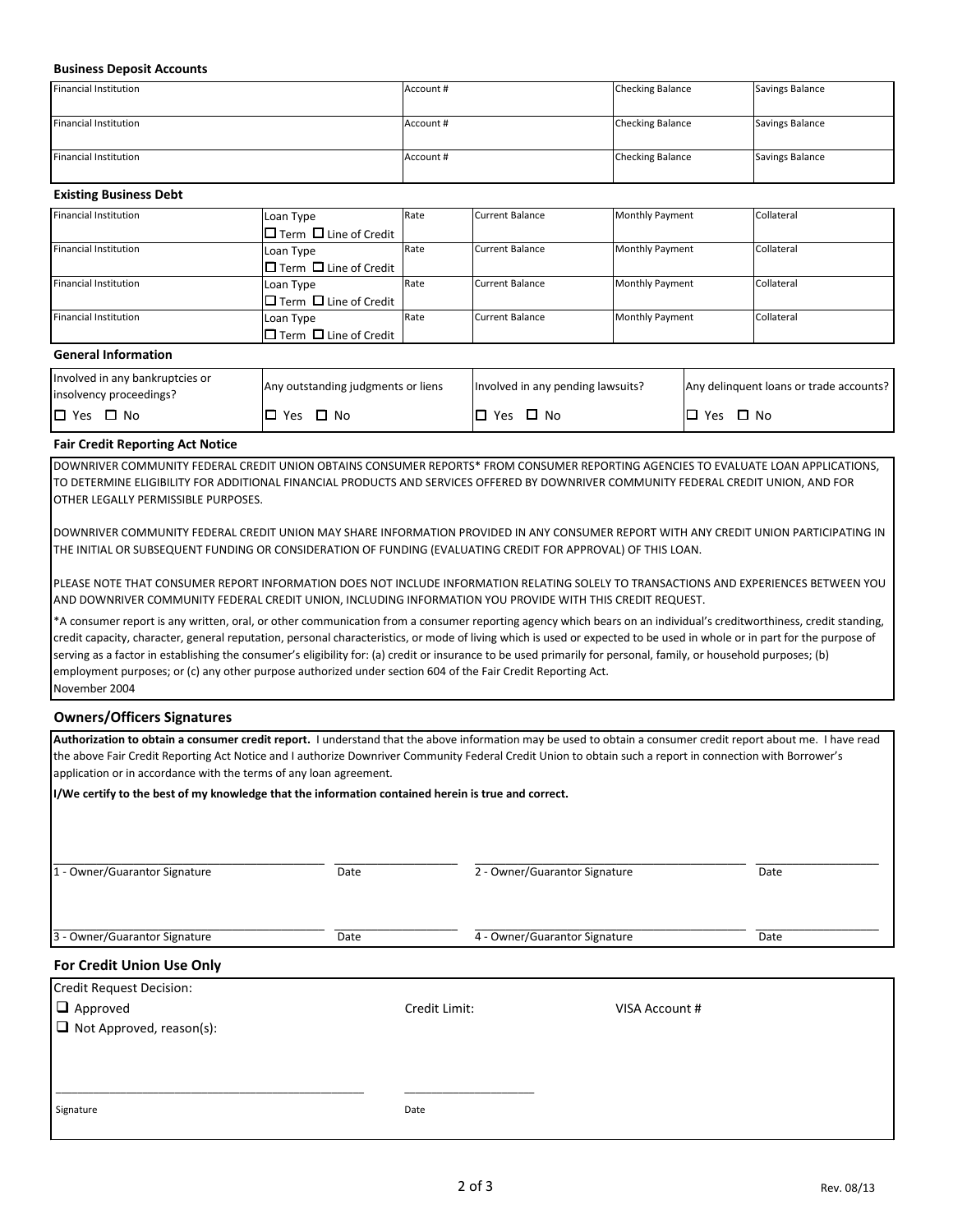### Business Deposit Accounts

| Financial Institution | Account # | Checking Balance | Savings Balance |
|---|---|---|---|
| Financial Institution | Account # | Checking Balance | Savings Balance |
| Financial Institution | Account # | Checking Balance | Savings Balance |

### Existing Business Debt

| Financial Institution | Loan Type ☐ Term ☐ Line of Credit | Rate | Current Balance | Monthly Payment | Collateral |
|---|---|---|---|---|---|
| Financial Institution | Loan Type ☐ Term ☐ Line of Credit | Rate | Current Balance | Monthly Payment | Collateral |
| Financial Institution | Loan Type ☐ Term ☐ Line of Credit | Rate | Current Balance | Monthly Payment | Collateral |
| Financial Institution | Loan Type ☐ Term ☐ Line of Credit | Rate | Current Balance | Monthly Payment | Collateral |

### General Information

| Involved in any bankruptcies or insolvency proceedings? | Any outstanding judgments or liens | Involved in any pending lawsuits? | Any delinquent loans or trade accounts? |
|---|---|---|---|
| ☐ Yes ☐ No | ☐ Yes ☐ No | ☐ Yes ☐ No | ☐ Yes ☐ No |

### Fair Credit Reporting Act Notice

DOWNRIVER COMMUNITY FEDERAL CREDIT UNION OBTAINS CONSUMER REPORTS* FROM CONSUMER REPORTING AGENCIES TO EVALUATE LOAN APPLICATIONS, TO DETERMINE ELIGIBILITY FOR ADDITIONAL FINANCIAL PRODUCTS AND SERVICES OFFERED BY DOWNRIVER COMMUNITY FEDERAL CREDIT UNION, AND FOR OTHER LEGALLY PERMISSIBLE PURPOSES.

DOWNRIVER COMMUNITY FEDERAL CREDIT UNION MAY SHARE INFORMATION PROVIDED IN ANY CONSUMER REPORT WITH ANY CREDIT UNION PARTICIPATING IN THE INITIAL OR SUBSEQUENT FUNDING OR CONSIDERATION OF FUNDING (EVALUATING CREDIT FOR APPROVAL) OF THIS LOAN.

PLEASE NOTE THAT CONSUMER REPORT INFORMATION DOES NOT INCLUDE INFORMATION RELATING SOLELY TO TRANSACTIONS AND EXPERIENCES BETWEEN YOU AND DOWNRIVER COMMUNITY FEDERAL CREDIT UNION, INCLUDING INFORMATION YOU PROVIDE WITH THIS CREDIT REQUEST.

*A consumer report is any written, oral, or other communication from a consumer reporting agency which bears on an individual's creditworthiness, credit standing, credit capacity, character, general reputation, personal characteristics, or mode of living which is used or expected to be used in whole or in part for the purpose of serving as a factor in establishing the consumer's eligibility for: (a) credit or insurance to be used primarily for personal, family, or household purposes; (b) employment purposes; or (c) any other purpose authorized under section 604 of the Fair Credit Reporting Act.
November 2004

### Owners/Officers Signatures

**Authorization to obtain a consumer credit report.** I understand that the above information may be used to obtain a consumer credit report about me. I have read the above Fair Credit Reporting Act Notice and I authorize Downriver Community Federal Credit Union to obtain such a report in connection with Borrower's application or in accordance with the terms of any loan agreement.

**I/We certify to the best of my knowledge that the information contained herein is true and correct.**

| 1 - Owner/Guarantor Signature | Date | 2 - Owner/Guarantor Signature | Date |
|---|---|---|---|
| 3 - Owner/Guarantor Signature | Date | 4 - Owner/Guarantor Signature | Date |

### For Credit Union Use Only

Credit Request Decision:

☐ Approved    Credit Limit:    VISA Account #

☐ Not Approved, reason(s):

______________________________ Signature    ____________ Date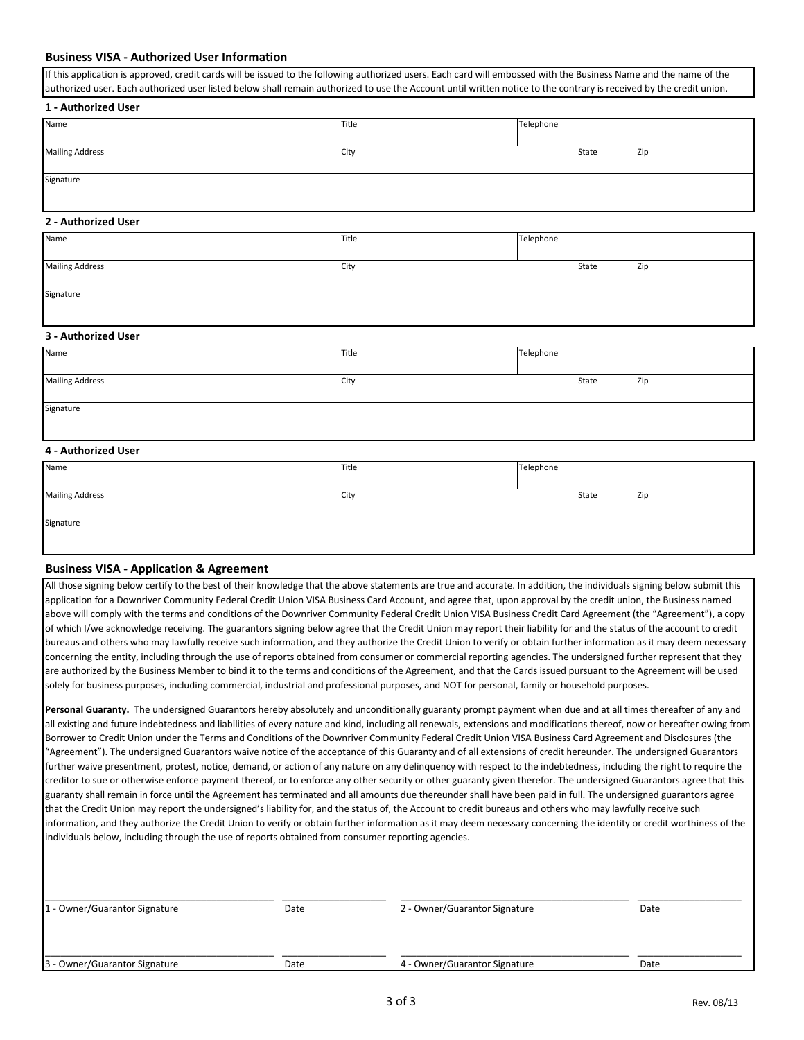## Business VISA - Authorized User Information

If this application is approved, credit cards will be issued to the following authorized users. Each card will embossed with the Business Name and the name of the authorized user. Each authorized user listed below shall remain authorized to use the Account until written notice to the contrary is received by the credit union.

### 1 - Authorized User

| Name | Title | Telephone | | |
|---|---|---|---|---|
| Mailing Address | City | | State | Zip |
| Signature | | | | |

### 2 - Authorized User

| Name | Title | Telephone | | |
|---|---|---|---|---|
| Mailing Address | City | | State | Zip |
| Signature | | | | |

### 3 - Authorized User

| Name | Title | Telephone | | |
|---|---|---|---|---|
| Mailing Address | City | | State | Zip |
| Signature | | | | |

### 4 - Authorized User

| Name | Title | Telephone | | |
|---|---|---|---|---|
| Mailing Address | City | | State | Zip |
| Signature | | | | |

## Business VISA - Application & Agreement

All those signing below certify to the best of their knowledge that the above statements are true and accurate. In addition, the individuals signing below submit this application for a Downriver Community Federal Credit Union VISA Business Card Account, and agree that, upon approval by the credit union, the Business named above will comply with the terms and conditions of the Downriver Community Federal Credit Union VISA Business Credit Card Agreement (the "Agreement"), a copy of which I/we acknowledge receiving. The guarantors signing below agree that the Credit Union may report their liability for and the status of the account to credit bureaus and others who may lawfully receive such information, and they authorize the Credit Union to verify or obtain further information as it may deem necessary concerning the entity, including through the use of reports obtained from consumer or commercial reporting agencies. The undersigned further represent that they are authorized by the Business Member to bind it to the terms and conditions of the Agreement, and that the Cards issued pursuant to the Agreement will be used solely for business purposes, including commercial, industrial and professional purposes, and NOT for personal, family or household purposes.

**Personal Guaranty.** The undersigned Guarantors hereby absolutely and unconditionally guaranty prompt payment when due and at all times thereafter of any and all existing and future indebtedness and liabilities of every nature and kind, including all renewals, extensions and modifications thereof, now or hereafter owing from Borrower to Credit Union under the Terms and Conditions of the Downriver Community Federal Credit Union VISA Business Card Agreement and Disclosures (the "Agreement"). The undersigned Guarantors waive notice of the acceptance of this Guaranty and of all extensions of credit hereunder. The undersigned Guarantors further waive presentment, protest, notice, demand, or action of any nature on any delinquency with respect to the indebtedness, including the right to require the creditor to sue or otherwise enforce payment thereof, or to enforce any other security or other guaranty given therefor. The undersigned Guarantors agree that this guaranty shall remain in force until the Agreement has terminated and all amounts due thereunder shall have been paid in full. The undersigned guarantors agree that the Credit Union may report the undersigned's liability for, and the status of, the Account to credit bureaus and others who may lawfully receive such information, and they authorize the Credit Union to verify or obtain further information as it may deem necessary concerning the identity or credit worthiness of the individuals below, including through the use of reports obtained from consumer reporting agencies.

| | | | |
|---|---|---|---|
| 1 - Owner/Guarantor Signature | Date | 2 - Owner/Guarantor Signature | Date |
| 3 - Owner/Guarantor Signature | Date | 4 - Owner/Guarantor Signature | Date |

Rev. 08/13